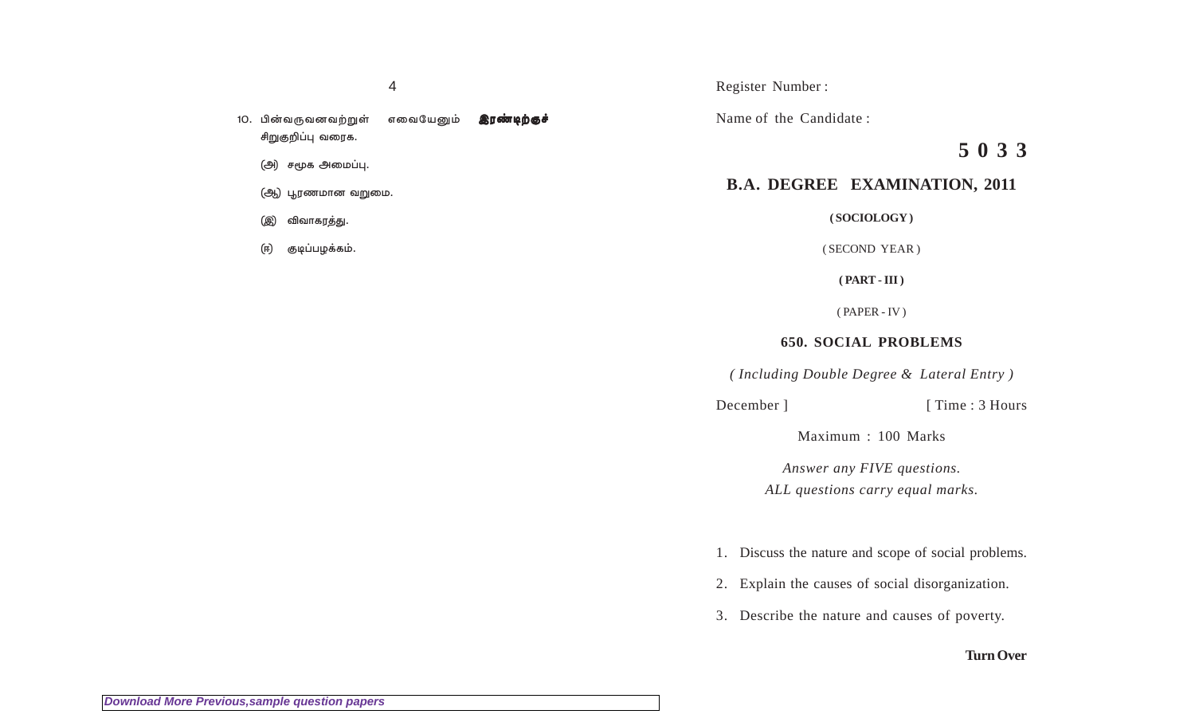10. பின்வருவனவற்றுள் எவையேனும் **இரண்டிற்குச்** சிறுகுறிப்பு வரைக.

    (அ) சமூக அமைப்பு.

    (ஆ) பூரணமான வறுமை.

    (இ) விவாகரத்து.

    (ஈ) குடிப்பழக்கம்.

Register Number :

Name of the Candidate :

**5 0 3 3**

## B.A. DEGREE EXAMINATION, 2011

**( SOCIOLOGY )**

( SECOND YEAR )

**( PART - III )**

( PAPER - IV )

**650. SOCIAL PROBLEMS**

*( Including Double Degree & Lateral Entry )*

December ] [ Time : 3 Hours

Maximum : 100 Marks

*Answer any FIVE questions.*
*ALL questions carry equal marks.*

1. Discuss the nature and scope of social problems.

2. Explain the causes of social disorganization.

3. Describe the nature and causes of poverty.

**Turn Over**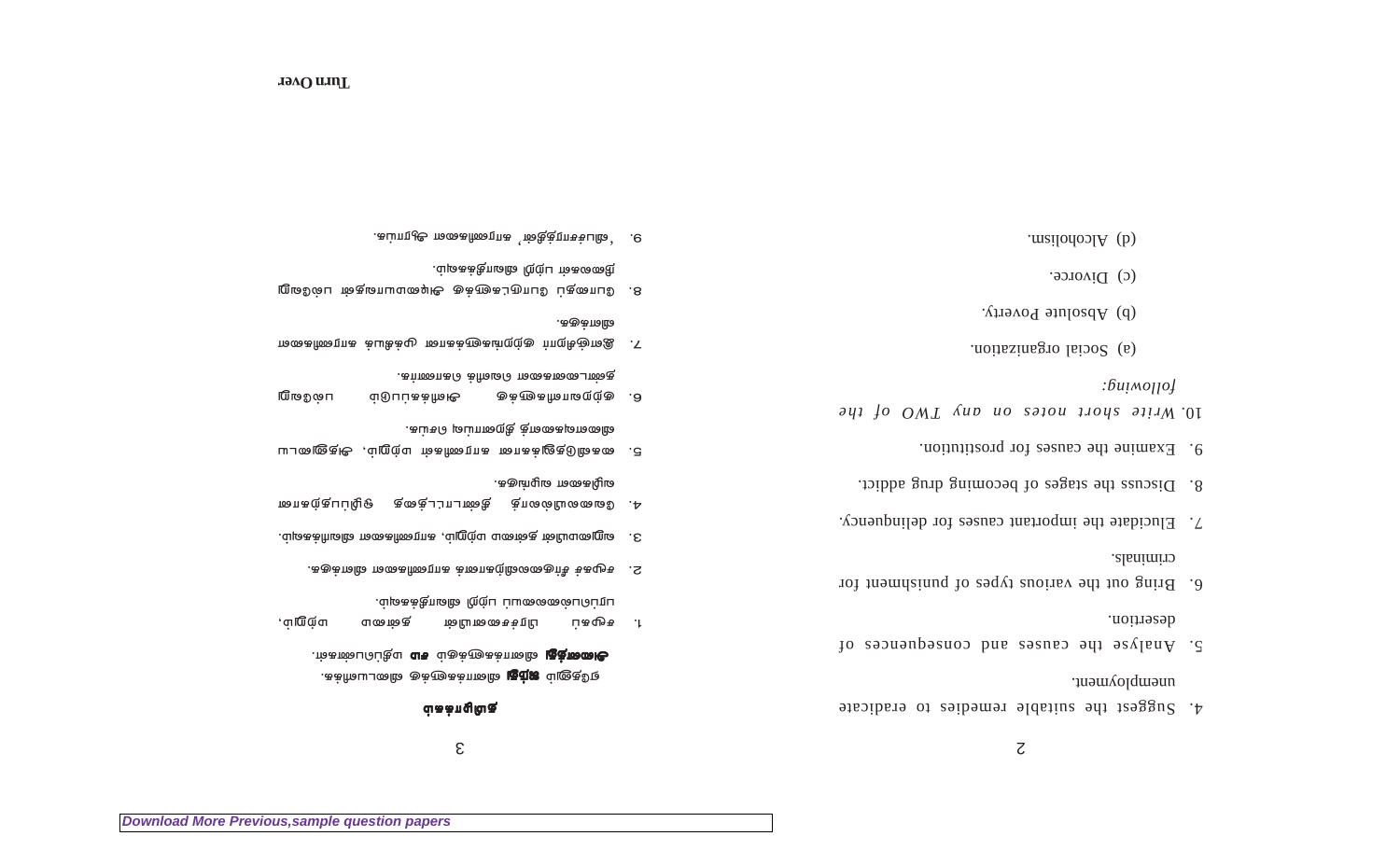4. Suggest the suitable remedies to eradicate unemployment.

5. Analyse the causes and consequences of desertion.

6. Bring out the various types of punishment for criminals.

7. Elucidate the important causes for delinquency.

8. Discuss the stages of becoming drug addict.

9. Examine the causes for prostitution.

10. *Write short notes on any TWO of the following:*

   (a) Social organization.

   (b) Absolute Poverty.

   (c) Divorce.

   (d) Alcoholism.

## தமிழாக்கம்

ஏதேனும் **ஐந்து** வினாக்களுக்கு விடையளிக்க.

**அனைத்து** வினாக்களுக்கும் சம மதிப்பெண்கள்.

1. சமூகப் பிரச்சனையின் தன்மை மற்றும் பரிமாணங்களைப் பற்றி விவாதிக்கவும்.

2. சமூகச் சீர்குலைவிற்கான காரணங்களை விளக்குக.

3. வறுமையின் தன்மை மற்றும் காரணங்களை விவாதிக்கவும்.

4. வேலையின்மைத் திண்டாட்டத்தை ஒழிப்பதற்கான வழிகளை கூறுக.

5. கைவிடுதலுக்கான காரணங்கள் மற்றும் அதனுடைய விளைவுகளைத் திறனாய்வு செய்க.

6. குற்றவாளிகளுக்கு அளிக்கப்படும் பல்வேறு தண்டனைகளை வெளிக் கொணர்க.

7. இளங்குற்றவாளிகளுக்கான முக்கியக் காரணங்களை விளக்குக.

8. போதைப் பொருட்களுக்கு அடிமையாவதன் பல்வேறு நிலைகள் பற்றி விவாதிக்கவும்.

9. 'விபச்சாரத்தின்' காரணங்களை ஆராய்க.